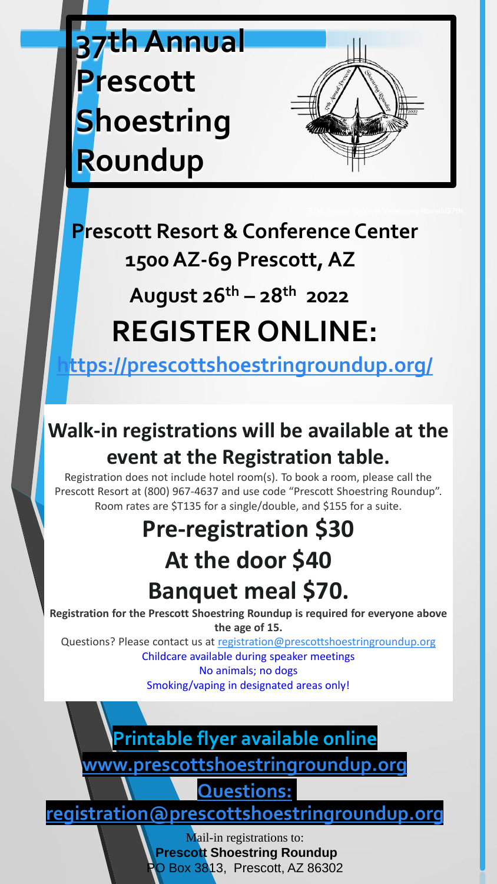# 37th Annual Prescott Shoestring Roundup

## Prescott Resort & Conference Center

## 1500 AZ-69 Prescott, AZ

## August 26th – 28th 2022

# REGISTER ONLINE:

## https://prescottshoestringroundup.org/

## Walk-in registrations will be available at the event at the Registration table.

Registration does not include hotel room(s). To book a room, please call the Prescott Resort at (800) 967-4637 and use code "Prescott Shoestring Roundup". Room rates are $T135 for a single/double, and $155 for a suite.

# Pre-registration $30

# At the door $40

# Banquet meal $70.

**Registration for the Prescott Shoestring Roundup is required for everyone above the age of 15.**

Questions? Please contact us at registration@prescottshoestringroundup.org

Childcare available during speaker meetings

No animals; no dogs

Smoking/vaping in designated areas only!

## Printable flyer available online

## www.prescottshoestringroundup.org

## Questions:

## registration@prescottshoestringroundup.org

Mail-in registrations to:
**Prescott Shoestring Roundup**
PO Box 3813, Prescott, AZ 86302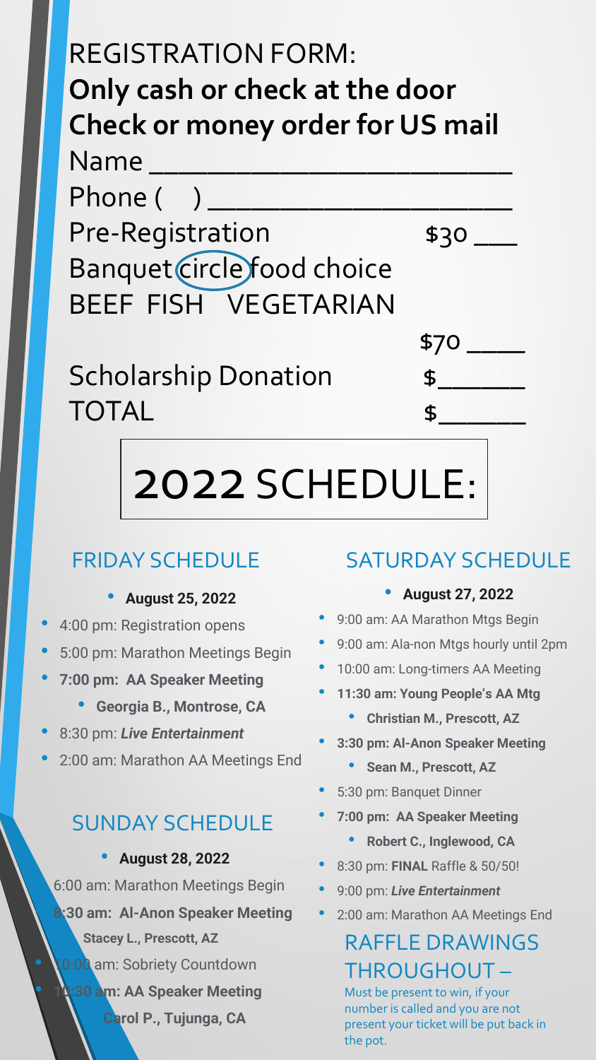# REGISTRATION FORM:

**Only cash or check at the door**

**Check or money order for US mail**

Name ___________________________

Phone (    ) ______________________

Pre-Registration $30 ___

Banquet circle food choice

BEEF FISH VEGETARIAN $70 ____

Scholarship Donation $______

TOTAL $______

# 2022 SCHEDULE:

## FRIDAY SCHEDULE

- **August 25, 2022**
- 4:00 pm: Registration opens
- 5:00 pm: Marathon Meetings Begin
- **7:00 pm: AA Speaker Meeting**
  - **Georgia B., Montrose, CA**
- 8:30 pm: ***Live Entertainment***
- 2:00 am: Marathon AA Meetings End

## SUNDAY SCHEDULE

- **August 28, 2022**
- 6:00 am: Marathon Meetings Begin
- **8:30 am: Al-Anon Speaker Meeting**
  - **Stacey L., Prescott, AZ**
- 10:00 am: Sobriety Countdown
- **10:30 am: AA Speaker Meeting**
  - **Carol P., Tujunga, CA**

## SATURDAY SCHEDULE

- **August 27, 2022**
- 9:00 am: AA Marathon Mtgs Begin
- 9:00 am: Ala-non Mtgs hourly until 2pm
- 10:00 am: Long-timers AA Meeting
- **11:30 am: Young People's AA Mtg**
  - **Christian M., Prescott, AZ**
- **3:30 pm: Al-Anon Speaker Meeting**
  - **Sean M., Prescott, AZ**
- 5:30 pm: Banquet Dinner
- **7:00 pm: AA Speaker Meeting**
  - **Robert C., Inglewood, CA**
- 8:30 pm: **FINAL** Raffle & 50/50!
- 9:00 pm: ***Live Entertainment***
- 2:00 am: Marathon AA Meetings End

## RAFFLE DRAWINGS THROUGHOUT –

Must be present to win, if your number is called and you are not present your ticket will be put back in the pot.